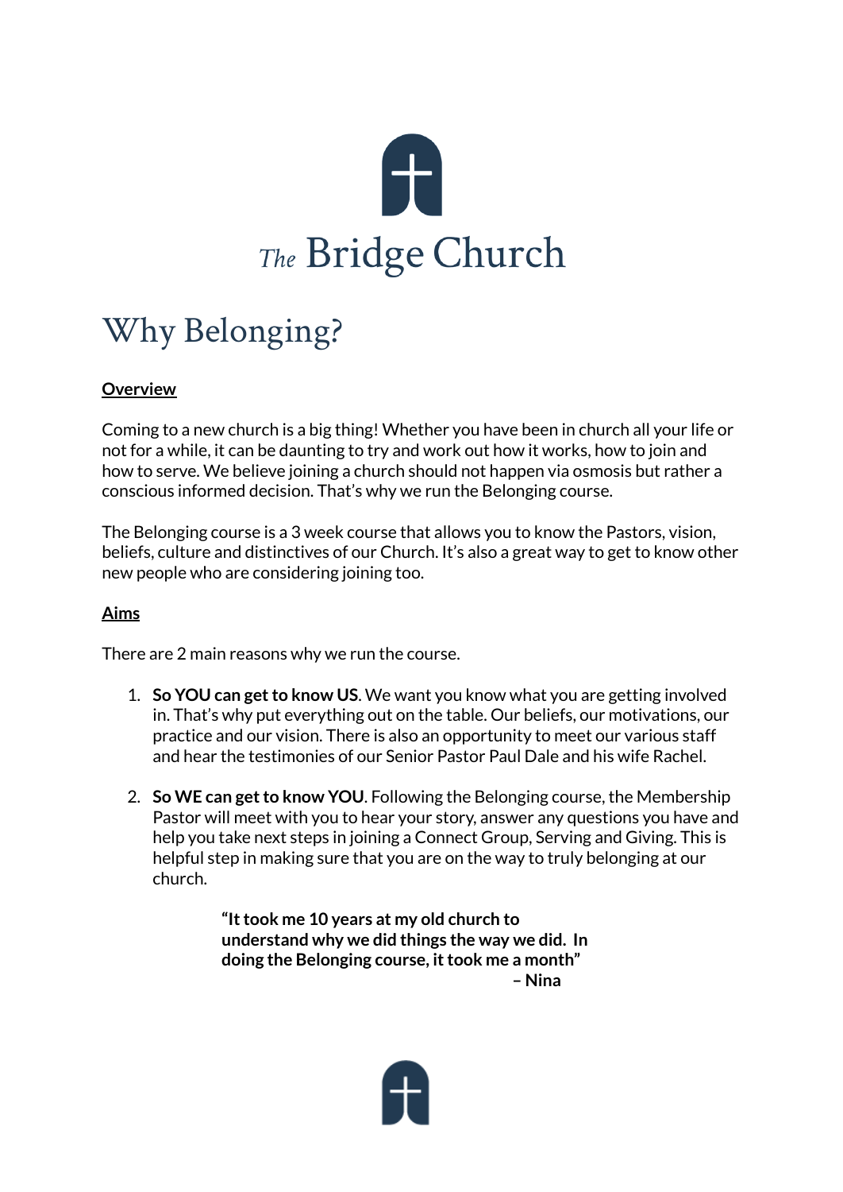# The Bridge Church

## Why Belonging?

**Overview**

Coming to a new church is a big thing! Whether you have been in church all your life or not for a while, it can be daunting to try and work out how it works, how to join and how to serve. We believe joining a church should not happen via osmosis but rather a conscious informed decision. That's why we run the Belonging course.

The Belonging course is a 3 week course that allows you to know the Pastors, vision, beliefs, culture and distinctives of our Church. It's also a great way to get to know other new people who are considering joining too.

**Aims**

There are 2 main reasons why we run the course.

1. **So YOU can get to know US**. We want you know what you are getting involved in. That's why put everything out on the table. Our beliefs, our motivations, our practice and our vision. There is also an opportunity to meet our various staff and hear the testimonies of our Senior Pastor Paul Dale and his wife Rachel.

2. **So WE can get to know YOU**. Following the Belonging course, the Membership Pastor will meet with you to hear your story, answer any questions you have and help you take next steps in joining a Connect Group, Serving and Giving. This is helpful step in making sure that you are on the way to truly belonging at our church.

> **"It took me 10 years at my old church to understand why we did things the way we did. In doing the Belonging course, it took me a month"**
>
> **– Nina**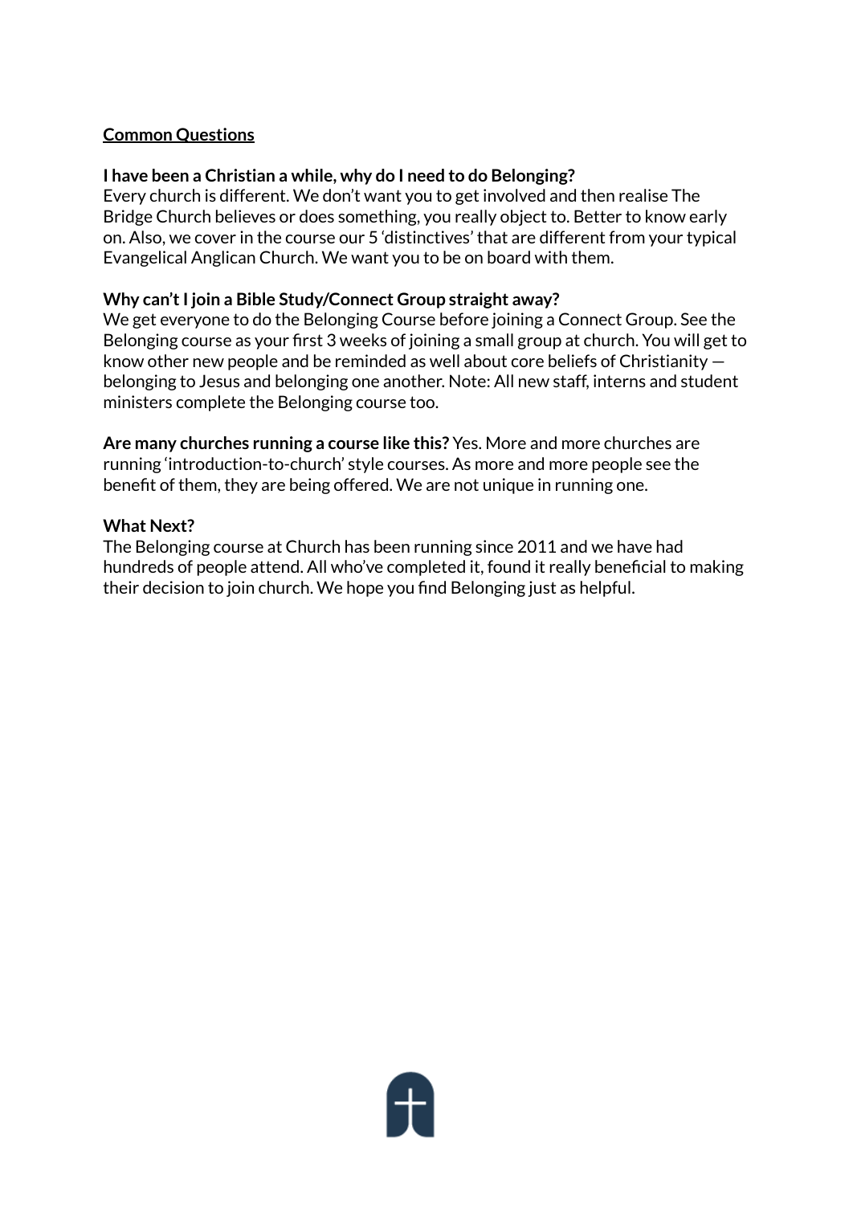**Common Questions**

**I have been a Christian a while, why do I need to do Belonging?**
Every church is different. We don't want you to get involved and then realise The Bridge Church believes or does something, you really object to. Better to know early on. Also, we cover in the course our 5 'distinctives' that are different from your typical Evangelical Anglican Church. We want you to be on board with them.

**Why can't I join a Bible Study/Connect Group straight away?**
We get everyone to do the Belonging Course before joining a Connect Group. See the Belonging course as your first 3 weeks of joining a small group at church. You will get to know other new people and be reminded as well about core beliefs of Christianity — belonging to Jesus and belonging one another. Note: All new staff, interns and student ministers complete the Belonging course too.

**Are many churches running a course like this?** Yes. More and more churches are running 'introduction-to-church' style courses. As more and more people see the benefit of them, they are being offered. We are not unique in running one.

**What Next?**
The Belonging course at Church has been running since 2011 and we have had hundreds of people attend. All who've completed it, found it really beneficial to making their decision to join church. We hope you find Belonging just as helpful.